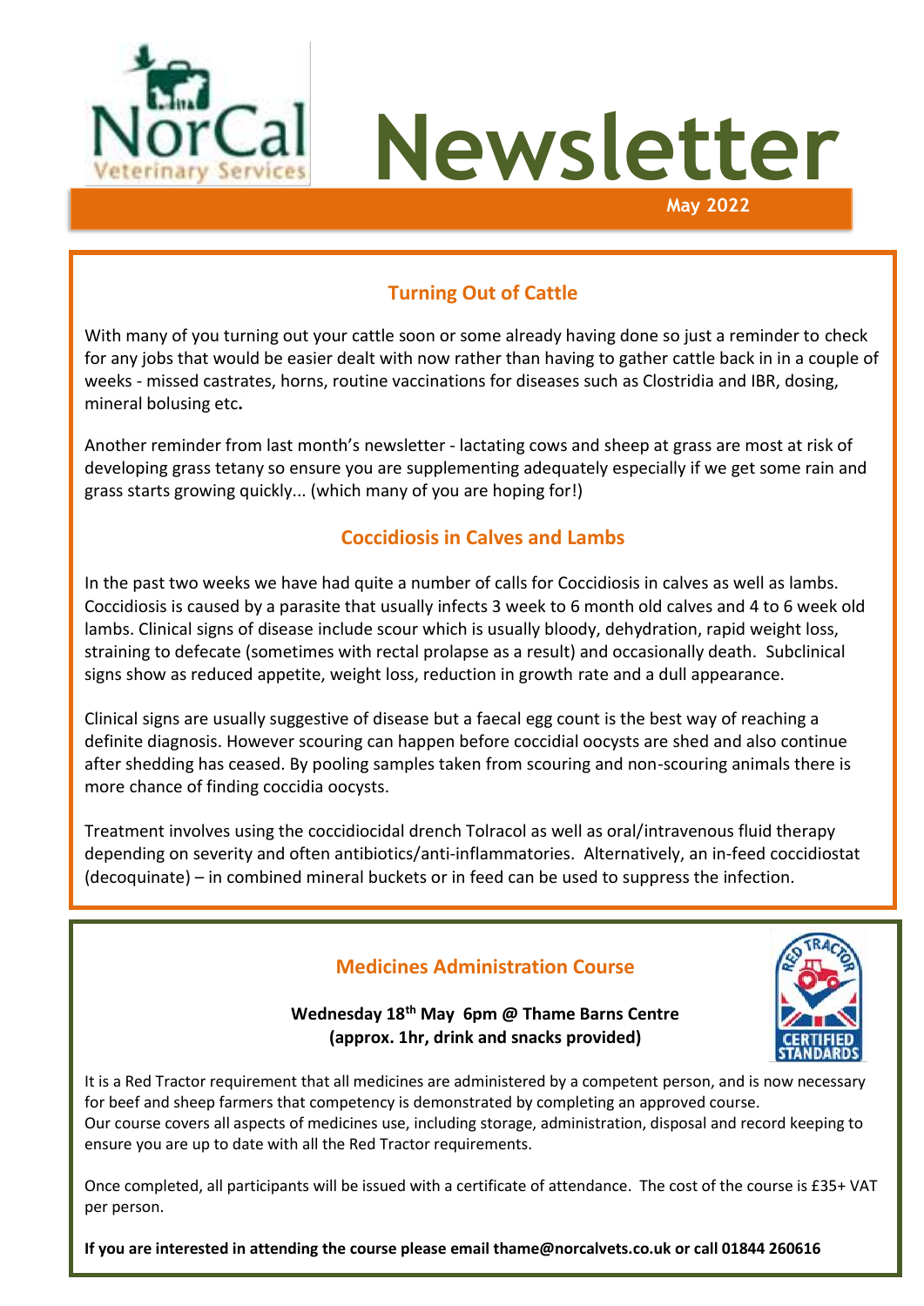NorCal Veterinary Services

# Newsletter

**May 2022**

## Turning Out of Cattle

With many of you turning out your cattle soon or some already having done so just a reminder to check for any jobs that would be easier dealt with now rather than having to gather cattle back in in a couple of weeks - missed castrates, horns, routine vaccinations for diseases such as Clostridia and IBR, dosing, mineral bolusing etc**.**

Another reminder from last month's newsletter - lactating cows and sheep at grass are most at risk of developing grass tetany so ensure you are supplementing adequately especially if we get some rain and grass starts growing quickly... (which many of you are hoping for!)

## Coccidiosis in Calves and Lambs

In the past two weeks we have had quite a number of calls for Coccidiosis in calves as well as lambs. Coccidiosis is caused by a parasite that usually infects 3 week to 6 month old calves and 4 to 6 week old lambs. Clinical signs of disease include scour which is usually bloody, dehydration, rapid weight loss, straining to defecate (sometimes with rectal prolapse as a result) and occasionally death. Subclinical signs show as reduced appetite, weight loss, reduction in growth rate and a dull appearance.

Clinical signs are usually suggestive of disease but a faecal egg count is the best way of reaching a definite diagnosis. However scouring can happen before coccidial oocysts are shed and also continue after shedding has ceased. By pooling samples taken from scouring and non-scouring animals there is more chance of finding coccidia oocysts.

Treatment involves using the coccidiocidal drench Tolracol as well as oral/intravenous fluid therapy depending on severity and often antibiotics/anti-inflammatories. Alternatively, an in-feed coccidiostat (decoquinate) – in combined mineral buckets or in feed can be used to suppress the infection.

## Medicines Administration Course

**Wednesday 18th May 6pm @ Thame Barns Centre**
**(approx. 1hr, drink and snacks provided)**

It is a Red Tractor requirement that all medicines are administered by a competent person, and is now necessary for beef and sheep farmers that competency is demonstrated by completing an approved course.
Our course covers all aspects of medicines use, including storage, administration, disposal and record keeping to ensure you are up to date with all the Red Tractor requirements.

Once completed, all participants will be issued with a certificate of attendance. The cost of the course is £35+ VAT per person.

**If you are interested in attending the course please email thame@norcalvets.co.uk or call 01844 260616**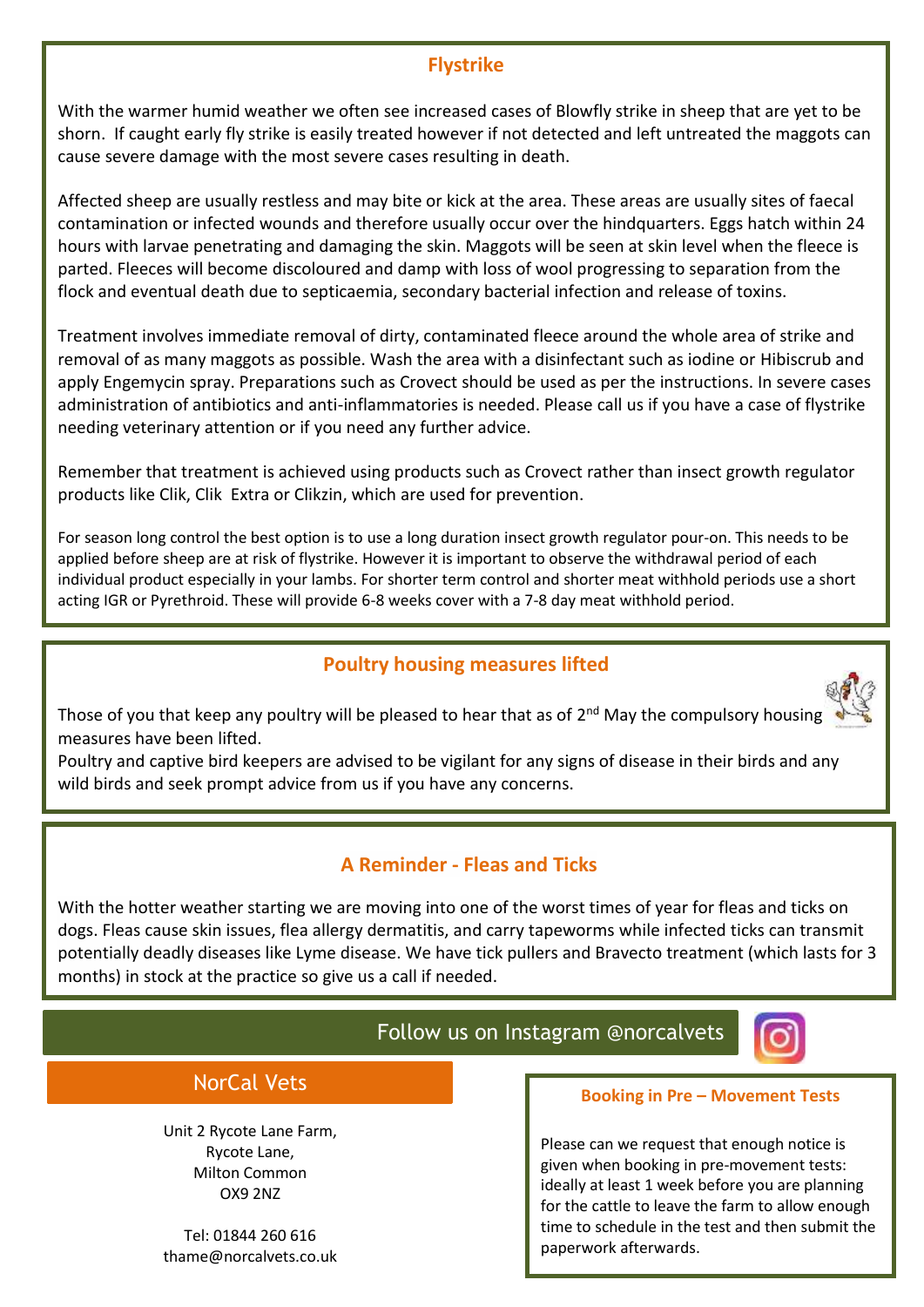## Flystrike

With the warmer humid weather we often see increased cases of Blowfly strike in sheep that are yet to be shorn. If caught early fly strike is easily treated however if not detected and left untreated the maggots can cause severe damage with the most severe cases resulting in death.

Affected sheep are usually restless and may bite or kick at the area. These areas are usually sites of faecal contamination or infected wounds and therefore usually occur over the hindquarters. Eggs hatch within 24 hours with larvae penetrating and damaging the skin. Maggots will be seen at skin level when the fleece is parted. Fleeces will become discoloured and damp with loss of wool progressing to separation from the flock and eventual death due to septicaemia, secondary bacterial infection and release of toxins.

Treatment involves immediate removal of dirty, contaminated fleece around the whole area of strike and removal of as many maggots as possible. Wash the area with a disinfectant such as iodine or Hibiscrub and apply Engemycin spray. Preparations such as Crovect should be used as per the instructions. In severe cases administration of antibiotics and anti-inflammatories is needed. Please call us if you have a case of flystrike needing veterinary attention or if you need any further advice.

Remember that treatment is achieved using products such as Crovect rather than insect growth regulator products like Clik, Clik Extra or Clikzin, which are used for prevention.

For season long control the best option is to use a long duration insect growth regulator pour-on. This needs to be applied before sheep are at risk of flystrike. However it is important to observe the withdrawal period of each individual product especially in your lambs. For shorter term control and shorter meat withhold periods use a short acting IGR or Pyrethroid. These will provide 6-8 weeks cover with a 7-8 day meat withhold period.

## Poultry housing measures lifted

Those of you that keep any poultry will be pleased to hear that as of 2nd May the compulsory housing measures have been lifted.

Poultry and captive bird keepers are advised to be vigilant for any signs of disease in their birds and any wild birds and seek prompt advice from us if you have any concerns.

## A Reminder - Fleas and Ticks

With the hotter weather starting we are moving into one of the worst times of year for fleas and ticks on dogs. Fleas cause skin issues, flea allergy dermatitis, and carry tapeworms while infected ticks can transmit potentially deadly diseases like Lyme disease. We have tick pullers and Bravecto treatment (which lasts for 3 months) in stock at the practice so give us a call if needed.

Follow us on Instagram @norcalvets

## NorCal Vets

Unit 2 Rycote Lane Farm,
Rycote Lane,
Milton Common
OX9 2NZ

Tel: 01844 260 616
thame@norcalvets.co.uk

### Booking in Pre – Movement Tests

Please can we request that enough notice is given when booking in pre-movement tests: ideally at least 1 week before you are planning for the cattle to leave the farm to allow enough time to schedule in the test and then submit the paperwork afterwards.